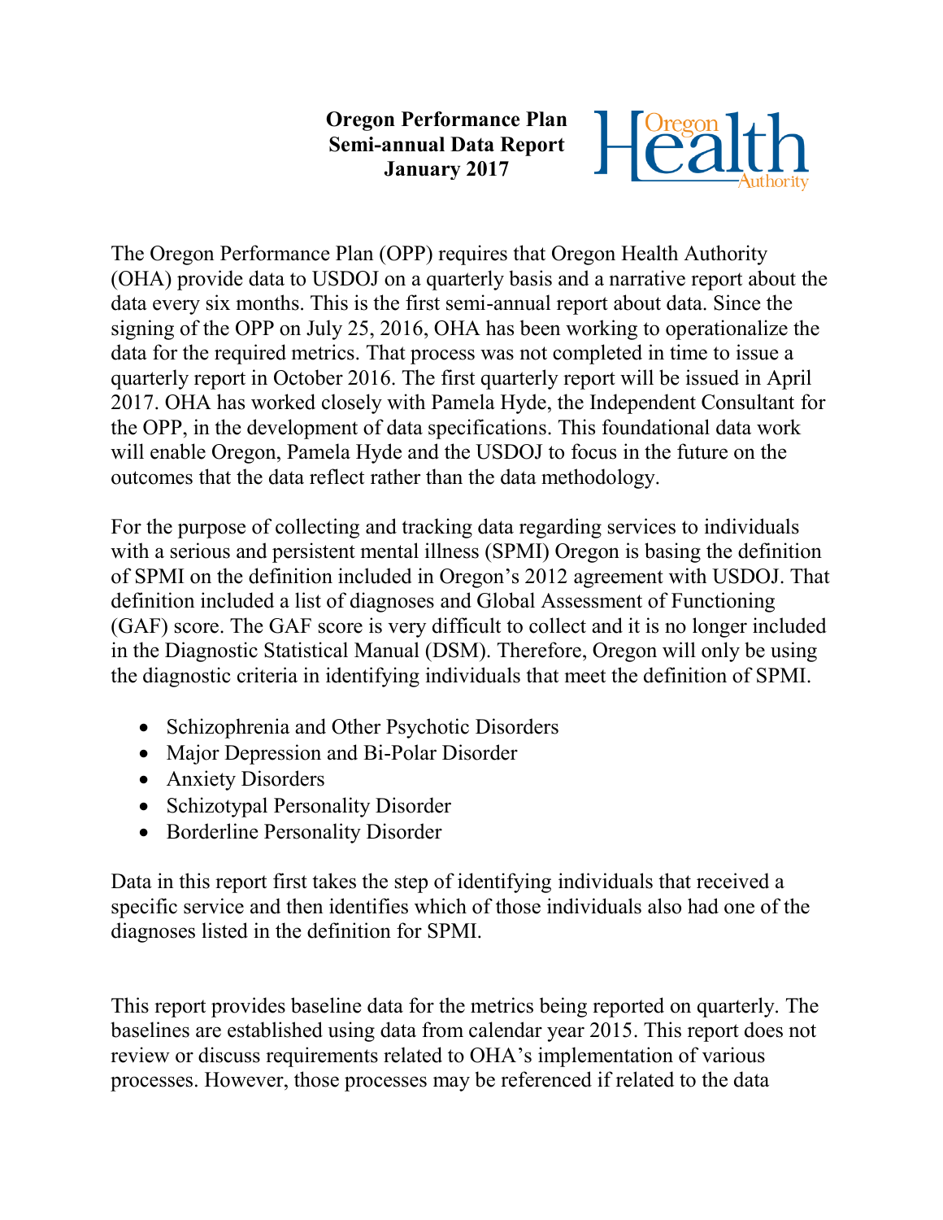**Oregon Performance Plan**
**Semi-annual Data Report**
**January 2017**

The Oregon Performance Plan (OPP) requires that Oregon Health Authority (OHA) provide data to USDOJ on a quarterly basis and a narrative report about the data every six months. This is the first semi-annual report about data. Since the signing of the OPP on July 25, 2016, OHA has been working to operationalize the data for the required metrics. That process was not completed in time to issue a quarterly report in October 2016. The first quarterly report will be issued in April 2017. OHA has worked closely with Pamela Hyde, the Independent Consultant for the OPP, in the development of data specifications. This foundational data work will enable Oregon, Pamela Hyde and the USDOJ to focus in the future on the outcomes that the data reflect rather than the data methodology.

For the purpose of collecting and tracking data regarding services to individuals with a serious and persistent mental illness (SPMI) Oregon is basing the definition of SPMI on the definition included in Oregon's 2012 agreement with USDOJ. That definition included a list of diagnoses and Global Assessment of Functioning (GAF) score. The GAF score is very difficult to collect and it is no longer included in the Diagnostic Statistical Manual (DSM). Therefore, Oregon will only be using the diagnostic criteria in identifying individuals that meet the definition of SPMI.

- Schizophrenia and Other Psychotic Disorders
- Major Depression and Bi-Polar Disorder
- Anxiety Disorders
- Schizotypal Personality Disorder
- Borderline Personality Disorder

Data in this report first takes the step of identifying individuals that received a specific service and then identifies which of those individuals also had one of the diagnoses listed in the definition for SPMI.

This report provides baseline data for the metrics being reported on quarterly. The baselines are established using data from calendar year 2015. This report does not review or discuss requirements related to OHA's implementation of various processes. However, those processes may be referenced if related to the data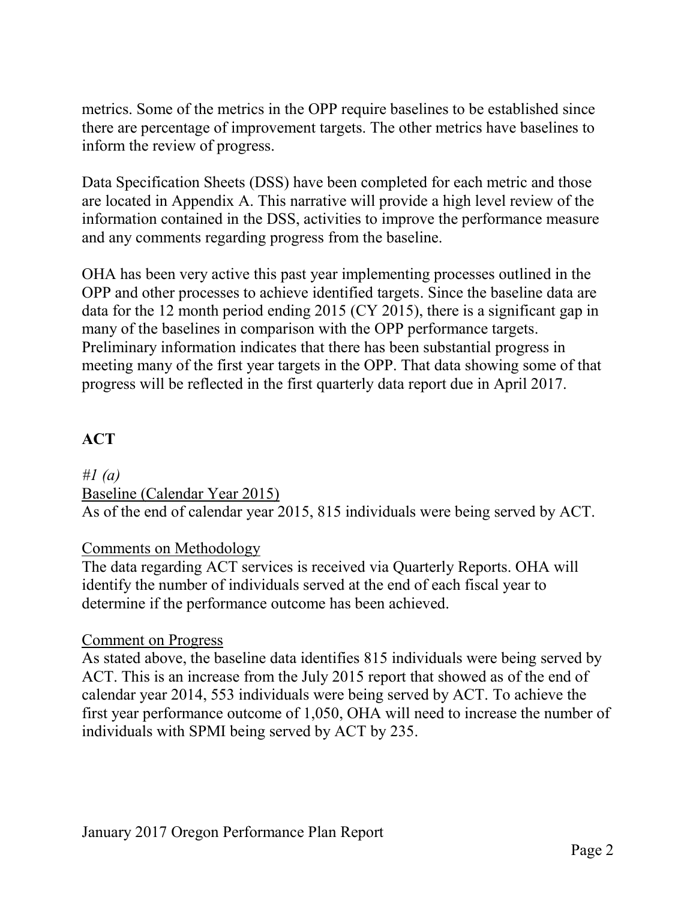metrics. Some of the metrics in the OPP require baselines to be established since there are percentage of improvement targets. The other metrics have baselines to inform the review of progress.

Data Specification Sheets (DSS) have been completed for each metric and those are located in Appendix A. This narrative will provide a high level review of the information contained in the DSS, activities to improve the performance measure and any comments regarding progress from the baseline.

OHA has been very active this past year implementing processes outlined in the OPP and other processes to achieve identified targets. Since the baseline data are data for the 12 month period ending 2015 (CY 2015), there is a significant gap in many of the baselines in comparison with the OPP performance targets. Preliminary information indicates that there has been substantial progress in meeting many of the first year targets in the OPP. That data showing some of that progress will be reflected in the first quarterly data report due in April 2017.

## ACT

*#1 (a)*

Baseline (Calendar Year 2015)

As of the end of calendar year 2015, 815 individuals were being served by ACT.

Comments on Methodology

The data regarding ACT services is received via Quarterly Reports. OHA will identify the number of individuals served at the end of each fiscal year to determine if the performance outcome has been achieved.

Comment on Progress

As stated above, the baseline data identifies 815 individuals were being served by ACT. This is an increase from the July 2015 report that showed as of the end of calendar year 2014, 553 individuals were being served by ACT. To achieve the first year performance outcome of 1,050, OHA will need to increase the number of individuals with SPMI being served by ACT by 235.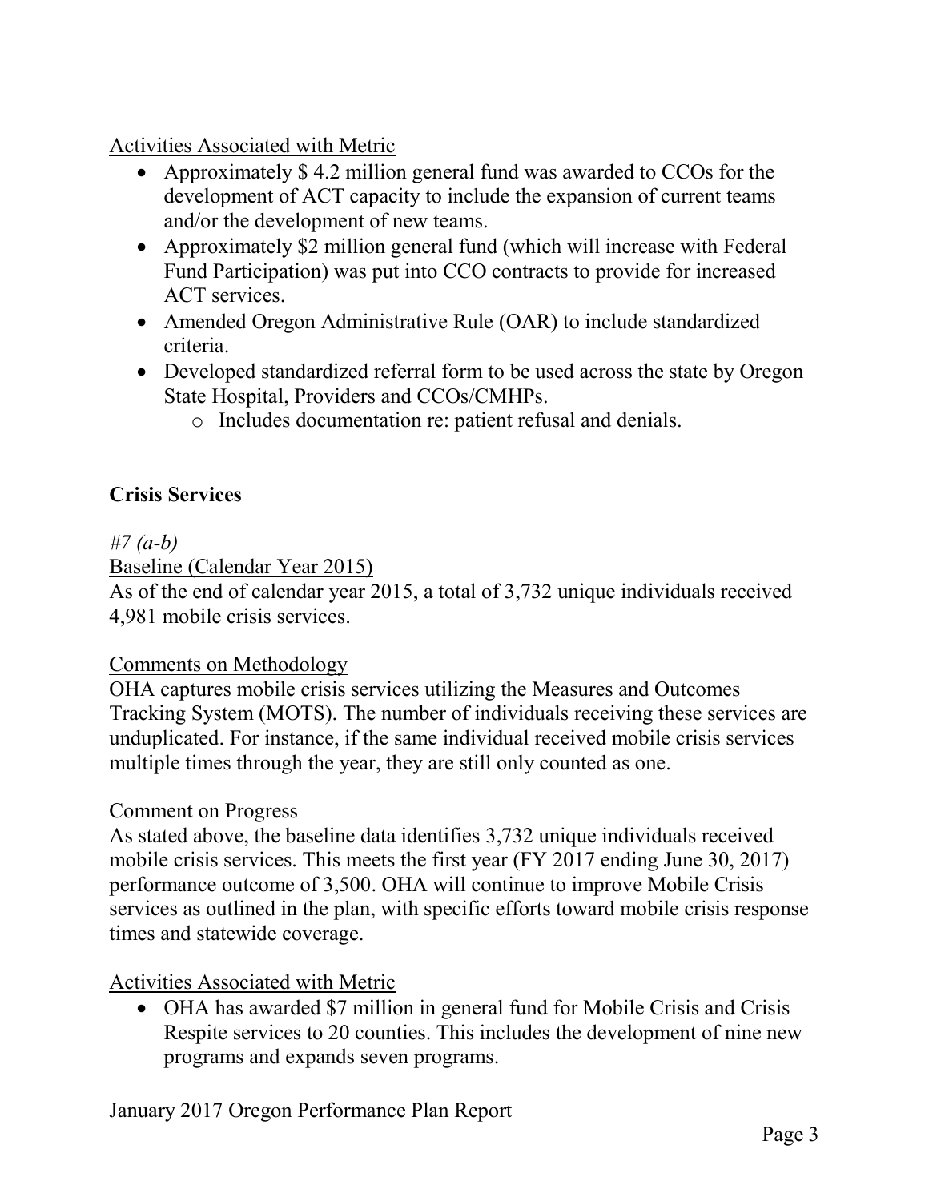Activities Associated with Metric

- Approximately $ 4.2 million general fund was awarded to CCOs for the development of ACT capacity to include the expansion of current teams and/or the development of new teams.
- Approximately $2 million general fund (which will increase with Federal Fund Participation) was put into CCO contracts to provide for increased ACT services.
- Amended Oregon Administrative Rule (OAR) to include standardized criteria.
- Developed standardized referral form to be used across the state by Oregon State Hospital, Providers and CCOs/CMHPs.
    - Includes documentation re: patient refusal and denials.

**Crisis Services**

*#7 (a-b)*

Baseline (Calendar Year 2015)

As of the end of calendar year 2015, a total of 3,732 unique individuals received 4,981 mobile crisis services.

Comments on Methodology

OHA captures mobile crisis services utilizing the Measures and Outcomes Tracking System (MOTS). The number of individuals receiving these services are unduplicated. For instance, if the same individual received mobile crisis services multiple times through the year, they are still only counted as one.

Comment on Progress

As stated above, the baseline data identifies 3,732 unique individuals received mobile crisis services. This meets the first year (FY 2017 ending June 30, 2017) performance outcome of 3,500. OHA will continue to improve Mobile Crisis services as outlined in the plan, with specific efforts toward mobile crisis response times and statewide coverage.

Activities Associated with Metric

- OHA has awarded $7 million in general fund for Mobile Crisis and Crisis Respite services to 20 counties. This includes the development of nine new programs and expands seven programs.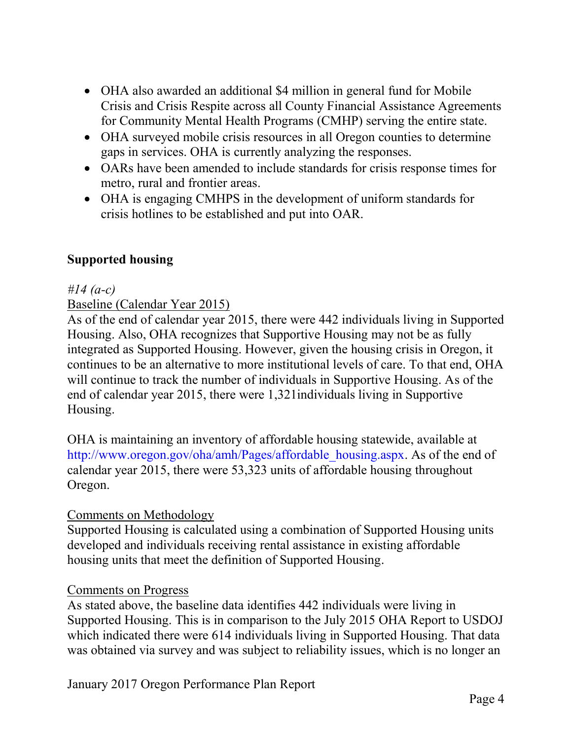- OHA also awarded an additional $4 million in general fund for Mobile Crisis and Crisis Respite across all County Financial Assistance Agreements for Community Mental Health Programs (CMHP) serving the entire state.
- OHA surveyed mobile crisis resources in all Oregon counties to determine gaps in services. OHA is currently analyzing the responses.
- OARs have been amended to include standards for crisis response times for metro, rural and frontier areas.
- OHA is engaging CMHPS in the development of uniform standards for crisis hotlines to be established and put into OAR.

**Supported housing**

*#14 (a-c)*

Baseline (Calendar Year 2015)

As of the end of calendar year 2015, there were 442 individuals living in Supported Housing. Also, OHA recognizes that Supportive Housing may not be as fully integrated as Supported Housing. However, given the housing crisis in Oregon, it continues to be an alternative to more institutional levels of care. To that end, OHA will continue to track the number of individuals in Supportive Housing. As of the end of calendar year 2015, there were 1,321individuals living in Supportive Housing.

OHA is maintaining an inventory of affordable housing statewide, available at http://www.oregon.gov/oha/amh/Pages/affordable_housing.aspx. As of the end of calendar year 2015, there were 53,323 units of affordable housing throughout Oregon.

Comments on Methodology

Supported Housing is calculated using a combination of Supported Housing units developed and individuals receiving rental assistance in existing affordable housing units that meet the definition of Supported Housing.

Comments on Progress

As stated above, the baseline data identifies 442 individuals were living in Supported Housing. This is in comparison to the July 2015 OHA Report to USDOJ which indicated there were 614 individuals living in Supported Housing. That data was obtained via survey and was subject to reliability issues, which is no longer an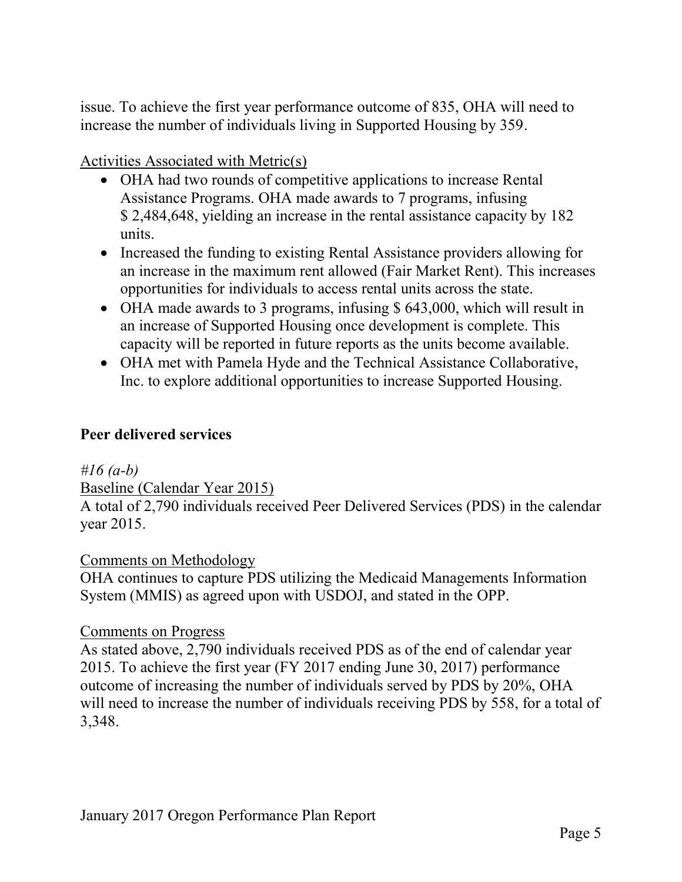issue. To achieve the first year performance outcome of 835, OHA will need to increase the number of individuals living in Supported Housing by 359.

Activities Associated with Metric(s)

- OHA had two rounds of competitive applications to increase Rental Assistance Programs. OHA made awards to 7 programs, infusing $ 2,484,648, yielding an increase in the rental assistance capacity by 182 units.
- Increased the funding to existing Rental Assistance providers allowing for an increase in the maximum rent allowed (Fair Market Rent). This increases opportunities for individuals to access rental units across the state.
- OHA made awards to 3 programs, infusing $ 643,000, which will result in an increase of Supported Housing once development is complete. This capacity will be reported in future reports as the units become available.
- OHA met with Pamela Hyde and the Technical Assistance Collaborative, Inc. to explore additional opportunities to increase Supported Housing.

## Peer delivered services

*#16 (a-b)*

Baseline (Calendar Year 2015)

A total of 2,790 individuals received Peer Delivered Services (PDS) in the calendar year 2015.

Comments on Methodology

OHA continues to capture PDS utilizing the Medicaid Managements Information System (MMIS) as agreed upon with USDOJ, and stated in the OPP.

Comments on Progress

As stated above, 2,790 individuals received PDS as of the end of calendar year 2015. To achieve the first year (FY 2017 ending June 30, 2017) performance outcome of increasing the number of individuals served by PDS by 20%, OHA will need to increase the number of individuals receiving PDS by 558, for a total of 3,348.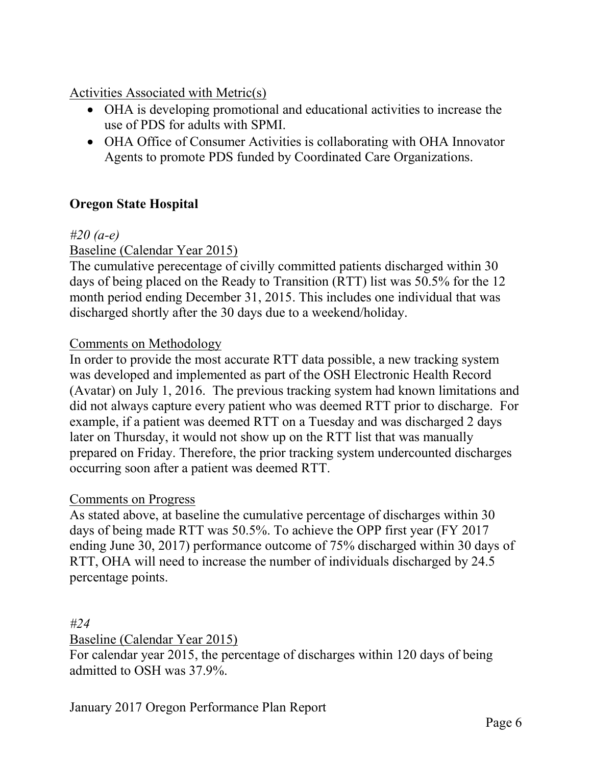Activities Associated with Metric(s)

- OHA is developing promotional and educational activities to increase the use of PDS for adults with SPMI.
- OHA Office of Consumer Activities is collaborating with OHA Innovator Agents to promote PDS funded by Coordinated Care Organizations.

## Oregon State Hospital

*#20 (a-e)*

Baseline (Calendar Year 2015)

The cumulative perecentage of civilly committed patients discharged within 30 days of being placed on the Ready to Transition (RTT) list was 50.5% for the 12 month period ending December 31, 2015. This includes one individual that was discharged shortly after the 30 days due to a weekend/holiday.

Comments on Methodology

In order to provide the most accurate RTT data possible, a new tracking system was developed and implemented as part of the OSH Electronic Health Record (Avatar) on July 1, 2016. The previous tracking system had known limitations and did not always capture every patient who was deemed RTT prior to discharge. For example, if a patient was deemed RTT on a Tuesday and was discharged 2 days later on Thursday, it would not show up on the RTT list that was manually prepared on Friday. Therefore, the prior tracking system undercounted discharges occurring soon after a patient was deemed RTT.

Comments on Progress

As stated above, at baseline the cumulative percentage of discharges within 30 days of being made RTT was 50.5%. To achieve the OPP first year (FY 2017 ending June 30, 2017) performance outcome of 75% discharged within 30 days of RTT, OHA will need to increase the number of individuals discharged by 24.5 percentage points.

*#24*

Baseline (Calendar Year 2015)

For calendar year 2015, the percentage of discharges within 120 days of being admitted to OSH was 37.9%.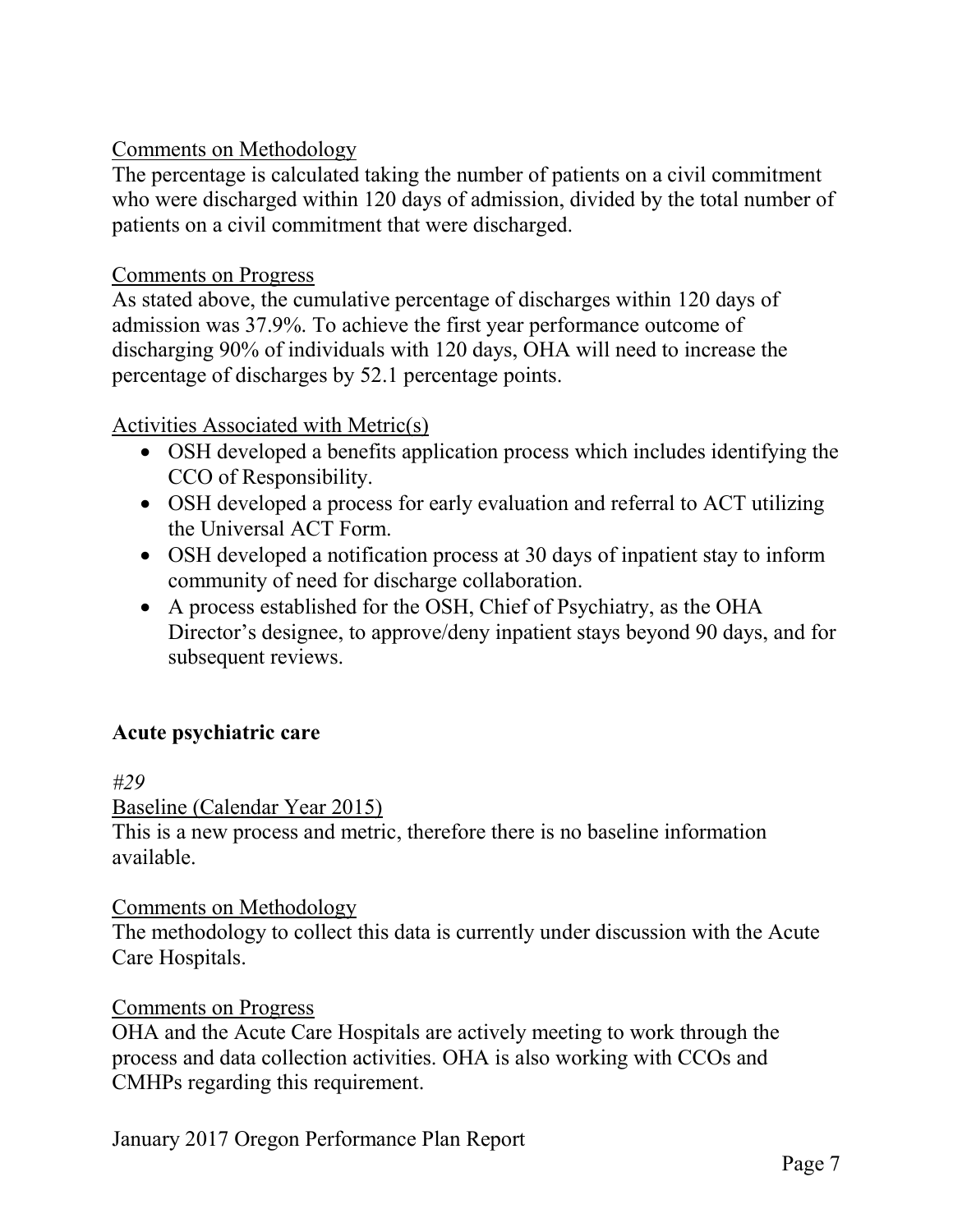Comments on Methodology

The percentage is calculated taking the number of patients on a civil commitment who were discharged within 120 days of admission, divided by the total number of patients on a civil commitment that were discharged.

Comments on Progress

As stated above, the cumulative percentage of discharges within 120 days of admission was 37.9%. To achieve the first year performance outcome of discharging 90% of individuals with 120 days, OHA will need to increase the percentage of discharges by 52.1 percentage points.

Activities Associated with Metric(s)

- OSH developed a benefits application process which includes identifying the CCO of Responsibility.
- OSH developed a process for early evaluation and referral to ACT utilizing the Universal ACT Form.
- OSH developed a notification process at 30 days of inpatient stay to inform community of need for discharge collaboration.
- A process established for the OSH, Chief of Psychiatry, as the OHA Director's designee, to approve/deny inpatient stays beyond 90 days, and for subsequent reviews.

**Acute psychiatric care**

*#29*

Baseline (Calendar Year 2015)

This is a new process and metric, therefore there is no baseline information available.

Comments on Methodology

The methodology to collect this data is currently under discussion with the Acute Care Hospitals.

Comments on Progress

OHA and the Acute Care Hospitals are actively meeting to work through the process and data collection activities. OHA is also working with CCOs and CMHPs regarding this requirement.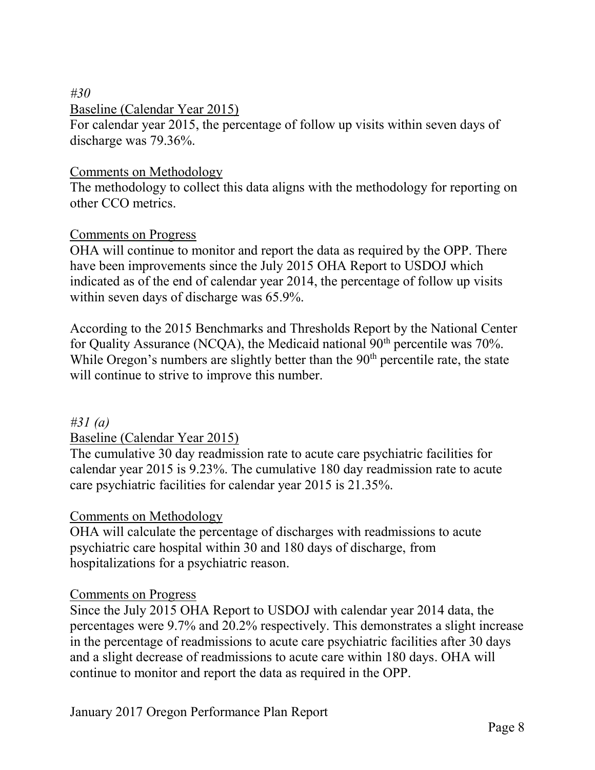*#30*

Baseline (Calendar Year 2015)

For calendar year 2015, the percentage of follow up visits within seven days of discharge was 79.36%.

Comments on Methodology

The methodology to collect this data aligns with the methodology for reporting on other CCO metrics.

Comments on Progress

OHA will continue to monitor and report the data as required by the OPP. There have been improvements since the July 2015 OHA Report to USDOJ which indicated as of the end of calendar year 2014, the percentage of follow up visits within seven days of discharge was 65.9%.

According to the 2015 Benchmarks and Thresholds Report by the National Center for Quality Assurance (NCQA), the Medicaid national 90th percentile was 70%. While Oregon's numbers are slightly better than the 90th percentile rate, the state will continue to strive to improve this number.

*#31 (a)*

Baseline (Calendar Year 2015)

The cumulative 30 day readmission rate to acute care psychiatric facilities for calendar year 2015 is 9.23%. The cumulative 180 day readmission rate to acute care psychiatric facilities for calendar year 2015 is 21.35%.

Comments on Methodology

OHA will calculate the percentage of discharges with readmissions to acute psychiatric care hospital within 30 and 180 days of discharge, from hospitalizations for a psychiatric reason.

Comments on Progress

Since the July 2015 OHA Report to USDOJ with calendar year 2014 data, the percentages were 9.7% and 20.2% respectively. This demonstrates a slight increase in the percentage of readmissions to acute care psychiatric facilities after 30 days and a slight decrease of readmissions to acute care within 180 days. OHA will continue to monitor and report the data as required in the OPP.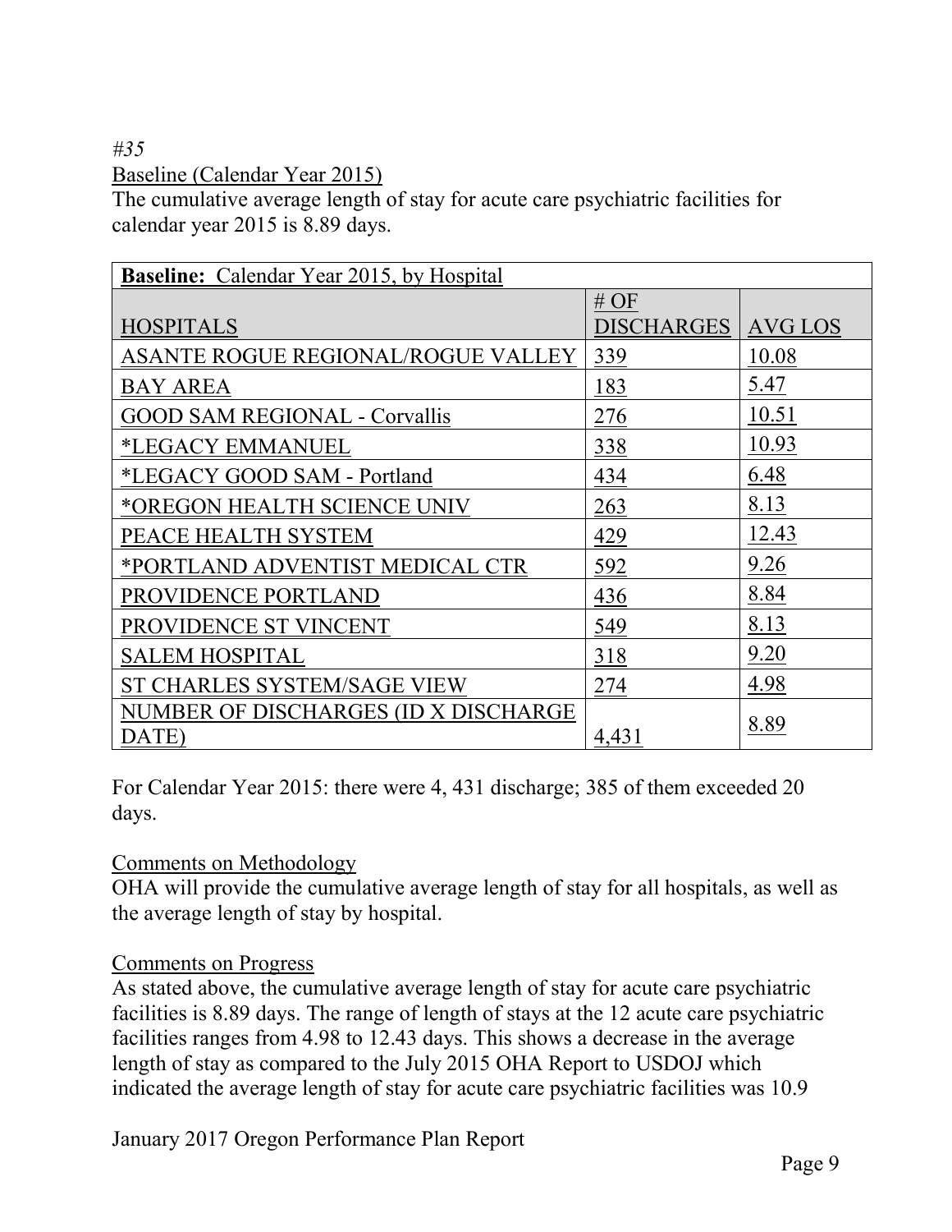*#35*

Baseline (Calendar Year 2015)

The cumulative average length of stay for acute care psychiatric facilities for calendar year 2015 is 8.89 days.

| **Baseline:** Calendar Year 2015, by Hospital | | |
|---|---|---|
| HOSPITALS | # OF DISCHARGES | AVG LOS |
| ASANTE ROGUE REGIONAL/ROGUE VALLEY | 339 | 10.08 |
| BAY AREA | 183 | 5.47 |
| GOOD SAM REGIONAL - Corvallis | 276 | 10.51 |
| *LEGACY EMMANUEL | 338 | 10.93 |
| *LEGACY GOOD SAM - Portland | 434 | 6.48 |
| *OREGON HEALTH SCIENCE UNIV | 263 | 8.13 |
| PEACE HEALTH SYSTEM | 429 | 12.43 |
| *PORTLAND ADVENTIST MEDICAL CTR | 592 | 9.26 |
| PROVIDENCE PORTLAND | 436 | 8.84 |
| PROVIDENCE ST VINCENT | 549 | 8.13 |
| SALEM HOSPITAL | 318 | 9.20 |
| ST CHARLES SYSTEM/SAGE VIEW | 274 | 4.98 |
| NUMBER OF DISCHARGES (ID X DISCHARGE DATE) | 4,431 | 8.89 |

For Calendar Year 2015: there were 4, 431 discharge; 385 of them exceeded 20 days.

Comments on Methodology

OHA will provide the cumulative average length of stay for all hospitals, as well as the average length of stay by hospital.

Comments on Progress

As stated above, the cumulative average length of stay for acute care psychiatric facilities is 8.89 days. The range of length of stays at the 12 acute care psychiatric facilities ranges from 4.98 to 12.43 days. This shows a decrease in the average length of stay as compared to the July 2015 OHA Report to USDOJ which indicated the average length of stay for acute care psychiatric facilities was 10.9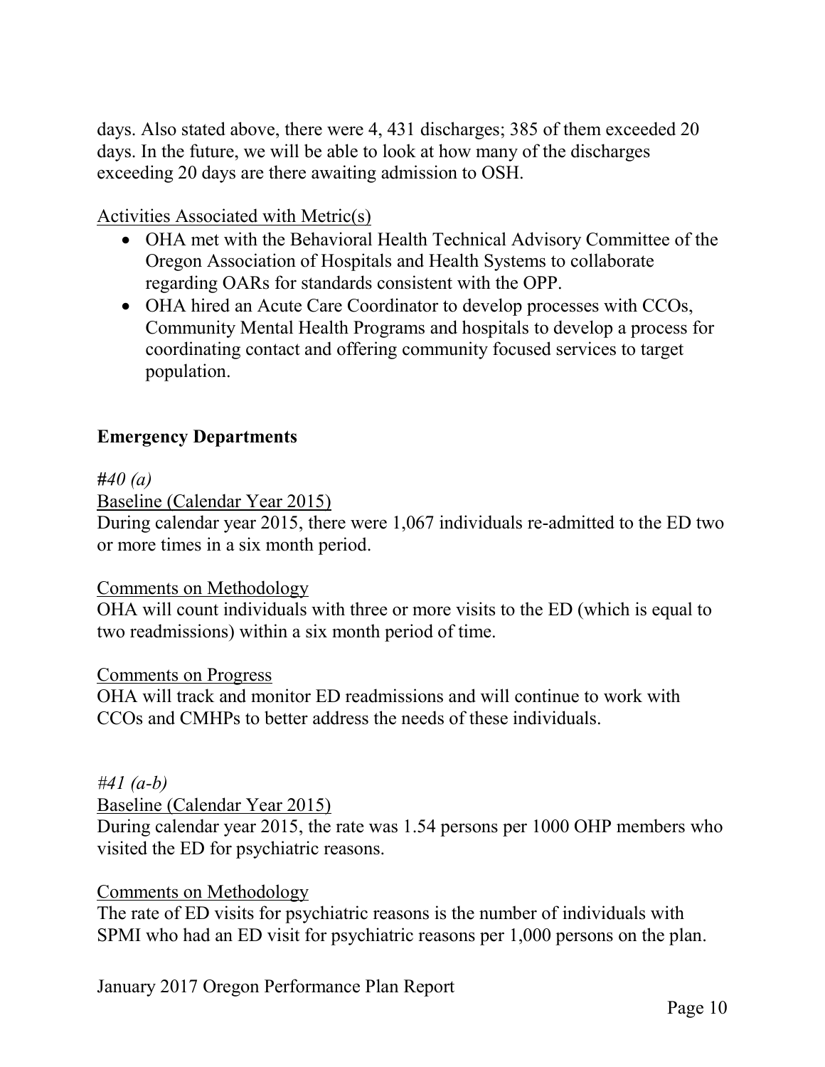days. Also stated above, there were 4, 431 discharges; 385 of them exceeded 20 days. In the future, we will be able to look at how many of the discharges exceeding 20 days are there awaiting admission to OSH.

Activities Associated with Metric(s)

- OHA met with the Behavioral Health Technical Advisory Committee of the Oregon Association of Hospitals and Health Systems to collaborate regarding OARs for standards consistent with the OPP.
- OHA hired an Acute Care Coordinator to develop processes with CCOs, Community Mental Health Programs and hospitals to develop a process for coordinating contact and offering community focused services to target population.

**Emergency Departments**

*#40 (a)*

Baseline (Calendar Year 2015)

During calendar year 2015, there were 1,067 individuals re-admitted to the ED two or more times in a six month period.

Comments on Methodology

OHA will count individuals with three or more visits to the ED (which is equal to two readmissions) within a six month period of time.

Comments on Progress

OHA will track and monitor ED readmissions and will continue to work with CCOs and CMHPs to better address the needs of these individuals.

*#41 (a-b)*

Baseline (Calendar Year 2015)

During calendar year 2015, the rate was 1.54 persons per 1000 OHP members who visited the ED for psychiatric reasons.

Comments on Methodology

The rate of ED visits for psychiatric reasons is the number of individuals with SPMI who had an ED visit for psychiatric reasons per 1,000 persons on the plan.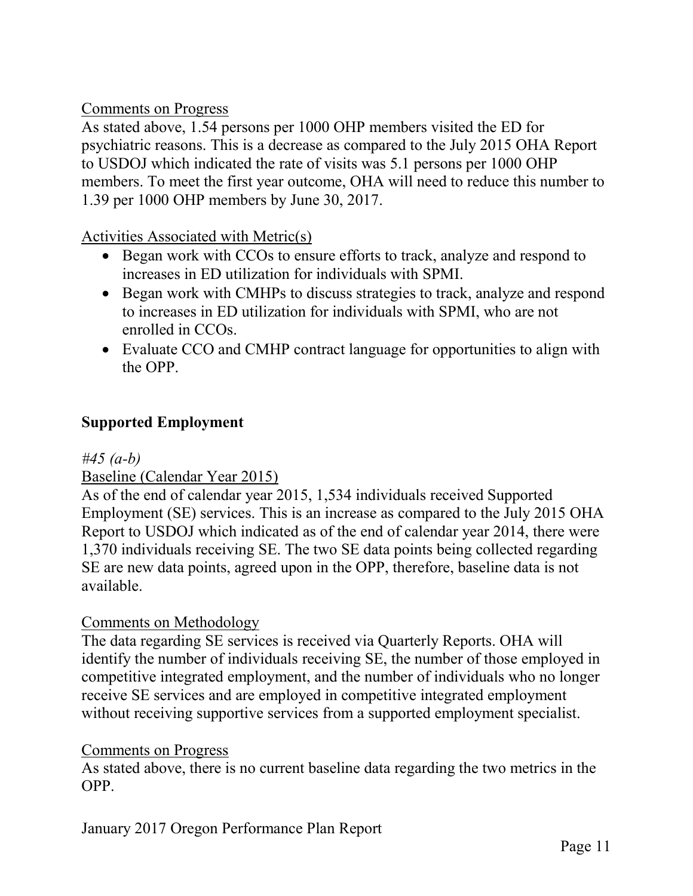Comments on Progress

As stated above, 1.54 persons per 1000 OHP members visited the ED for psychiatric reasons. This is a decrease as compared to the July 2015 OHA Report to USDOJ which indicated the rate of visits was 5.1 persons per 1000 OHP members. To meet the first year outcome, OHA will need to reduce this number to 1.39 per 1000 OHP members by June 30, 2017.

Activities Associated with Metric(s)

- Began work with CCOs to ensure efforts to track, analyze and respond to increases in ED utilization for individuals with SPMI.
- Began work with CMHPs to discuss strategies to track, analyze and respond to increases in ED utilization for individuals with SPMI, who are not enrolled in CCOs.
- Evaluate CCO and CMHP contract language for opportunities to align with the OPP.

## Supported Employment

*#45 (a-b)*

Baseline (Calendar Year 2015)

As of the end of calendar year 2015, 1,534 individuals received Supported Employment (SE) services. This is an increase as compared to the July 2015 OHA Report to USDOJ which indicated as of the end of calendar year 2014, there were 1,370 individuals receiving SE. The two SE data points being collected regarding SE are new data points, agreed upon in the OPP, therefore, baseline data is not available.

Comments on Methodology

The data regarding SE services is received via Quarterly Reports. OHA will identify the number of individuals receiving SE, the number of those employed in competitive integrated employment, and the number of individuals who no longer receive SE services and are employed in competitive integrated employment without receiving supportive services from a supported employment specialist.

Comments on Progress

As stated above, there is no current baseline data regarding the two metrics in the OPP.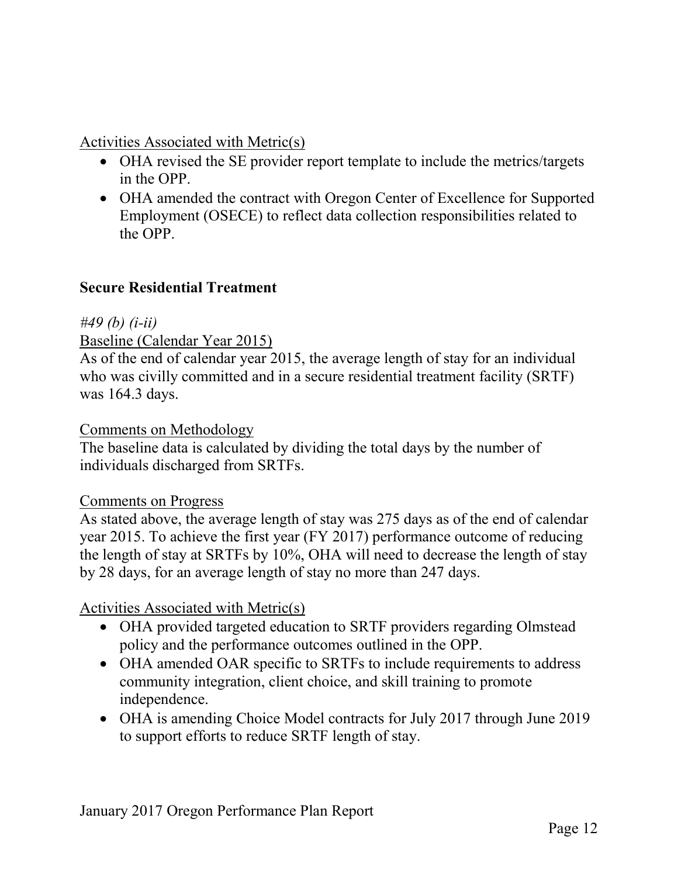Activities Associated with Metric(s)

- OHA revised the SE provider report template to include the metrics/targets in the OPP.
- OHA amended the contract with Oregon Center of Excellence for Supported Employment (OSECE) to reflect data collection responsibilities related to the OPP.

**Secure Residential Treatment**

*#49 (b) (i-ii)*

Baseline (Calendar Year 2015)

As of the end of calendar year 2015, the average length of stay for an individual who was civilly committed and in a secure residential treatment facility (SRTF) was 164.3 days.

Comments on Methodology

The baseline data is calculated by dividing the total days by the number of individuals discharged from SRTFs.

Comments on Progress

As stated above, the average length of stay was 275 days as of the end of calendar year 2015. To achieve the first year (FY 2017) performance outcome of reducing the length of stay at SRTFs by 10%, OHA will need to decrease the length of stay by 28 days, for an average length of stay no more than 247 days.

Activities Associated with Metric(s)

- OHA provided targeted education to SRTF providers regarding Olmstead policy and the performance outcomes outlined in the OPP.
- OHA amended OAR specific to SRTFs to include requirements to address community integration, client choice, and skill training to promote independence.
- OHA is amending Choice Model contracts for July 2017 through June 2019 to support efforts to reduce SRTF length of stay.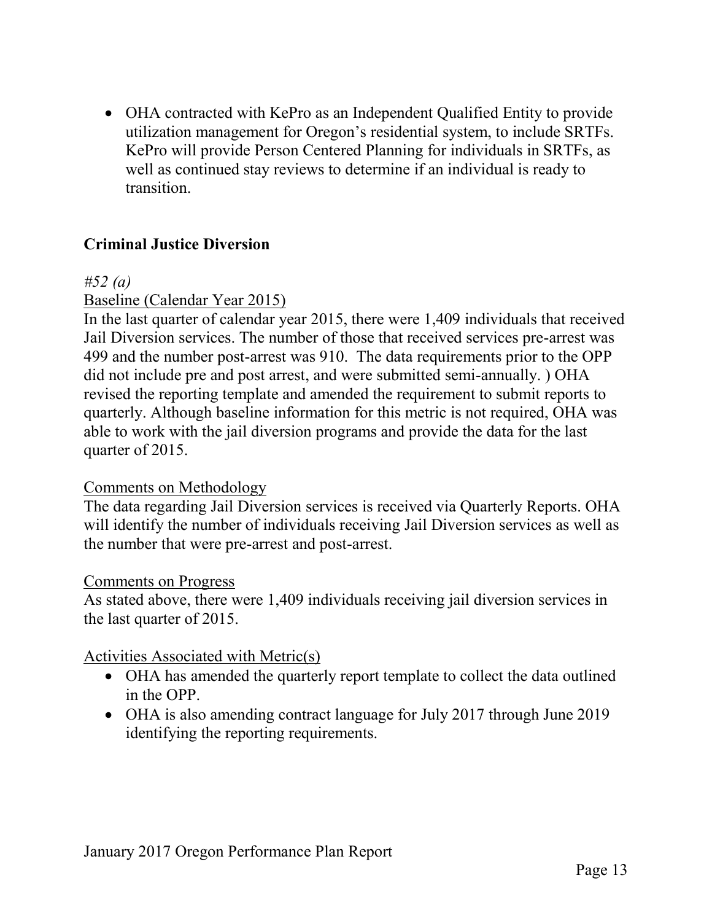- OHA contracted with KePro as an Independent Qualified Entity to provide utilization management for Oregon's residential system, to include SRTFs. KePro will provide Person Centered Planning for individuals in SRTFs, as well as continued stay reviews to determine if an individual is ready to transition.

## Criminal Justice Diversion

*#52 (a)*

Baseline (Calendar Year 2015)

In the last quarter of calendar year 2015, there were 1,409 individuals that received Jail Diversion services. The number of those that received services pre-arrest was 499 and the number post-arrest was 910. The data requirements prior to the OPP did not include pre and post arrest, and were submitted semi-annually. ) OHA revised the reporting template and amended the requirement to submit reports to quarterly. Although baseline information for this metric is not required, OHA was able to work with the jail diversion programs and provide the data for the last quarter of 2015.

Comments on Methodology

The data regarding Jail Diversion services is received via Quarterly Reports. OHA will identify the number of individuals receiving Jail Diversion services as well as the number that were pre-arrest and post-arrest.

Comments on Progress

As stated above, there were 1,409 individuals receiving jail diversion services in the last quarter of 2015.

Activities Associated with Metric(s)

- OHA has amended the quarterly report template to collect the data outlined in the OPP.
- OHA is also amending contract language for July 2017 through June 2019 identifying the reporting requirements.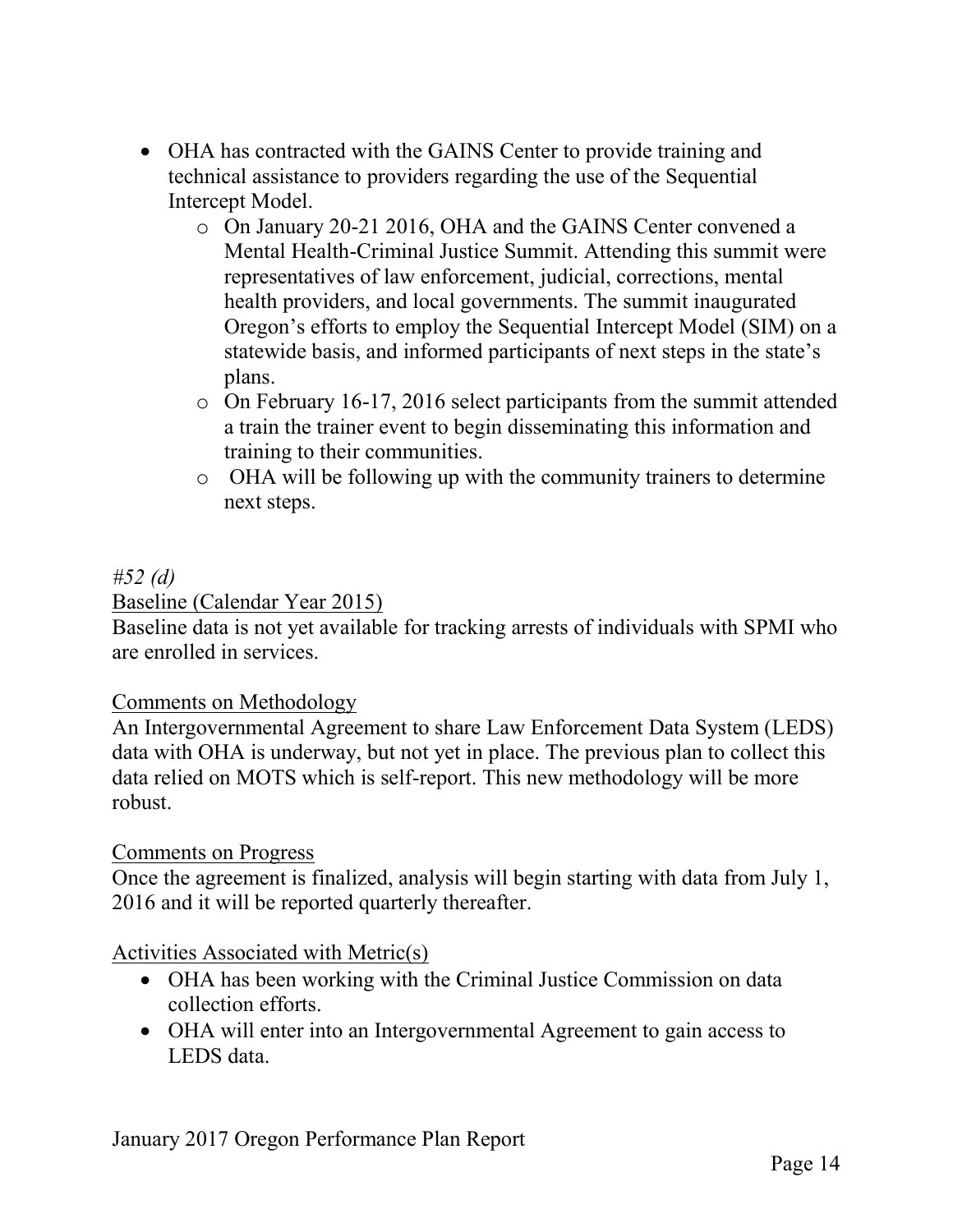- OHA has contracted with the GAINS Center to provide training and technical assistance to providers regarding the use of the Sequential Intercept Model.
    - On January 20-21 2016, OHA and the GAINS Center convened a Mental Health-Criminal Justice Summit. Attending this summit were representatives of law enforcement, judicial, corrections, mental health providers, and local governments. The summit inaugurated Oregon's efforts to employ the Sequential Intercept Model (SIM) on a statewide basis, and informed participants of next steps in the state's plans.
    - On February 16-17, 2016 select participants from the summit attended a train the trainer event to begin disseminating this information and training to their communities.
    - OHA will be following up with the community trainers to determine next steps.

*#52 (d)*

Baseline (Calendar Year 2015)

Baseline data is not yet available for tracking arrests of individuals with SPMI who are enrolled in services.

Comments on Methodology

An Intergovernmental Agreement to share Law Enforcement Data System (LEDS) data with OHA is underway, but not yet in place. The previous plan to collect this data relied on MOTS which is self-report. This new methodology will be more robust.

Comments on Progress

Once the agreement is finalized, analysis will begin starting with data from July 1, 2016 and it will be reported quarterly thereafter.

Activities Associated with Metric(s)

- OHA has been working with the Criminal Justice Commission on data collection efforts.
- OHA will enter into an Intergovernmental Agreement to gain access to LEDS data.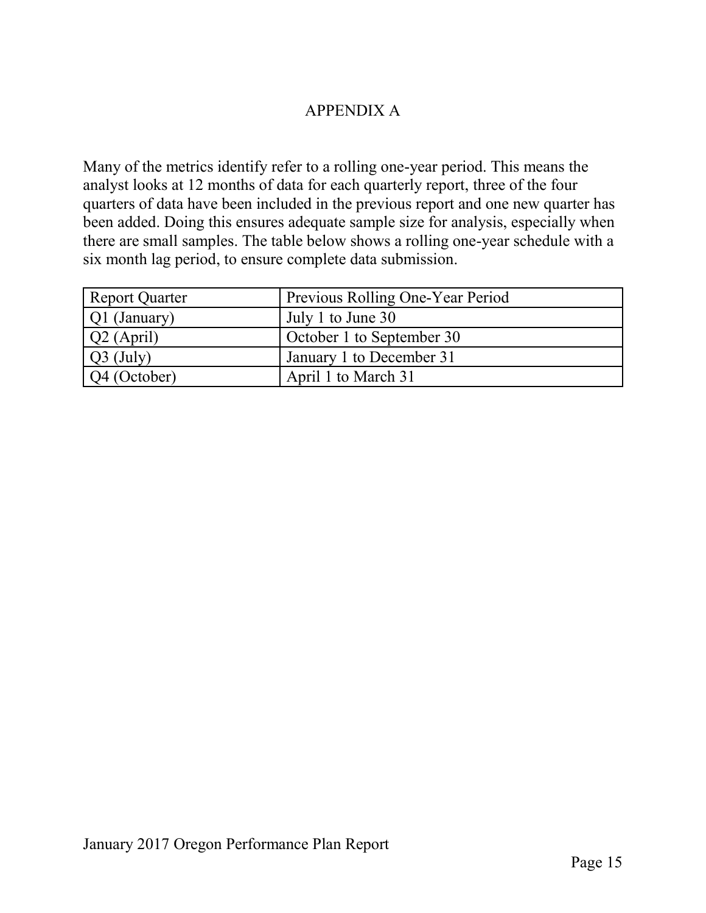# APPENDIX A

Many of the metrics identify refer to a rolling one-year period. This means the analyst looks at 12 months of data for each quarterly report, three of the four quarters of data have been included in the previous report and one new quarter has been added. Doing this ensures adequate sample size for analysis, especially when there are small samples. The table below shows a rolling one-year schedule with a six month lag period, to ensure complete data submission.

| Report Quarter | Previous Rolling One-Year Period |
| --- | --- |
| Q1 (January) | July 1 to June 30 |
| Q2 (April) | October 1 to September 30 |
| Q3 (July) | January 1 to December 31 |
| Q4 (October) | April 1 to March 31 |